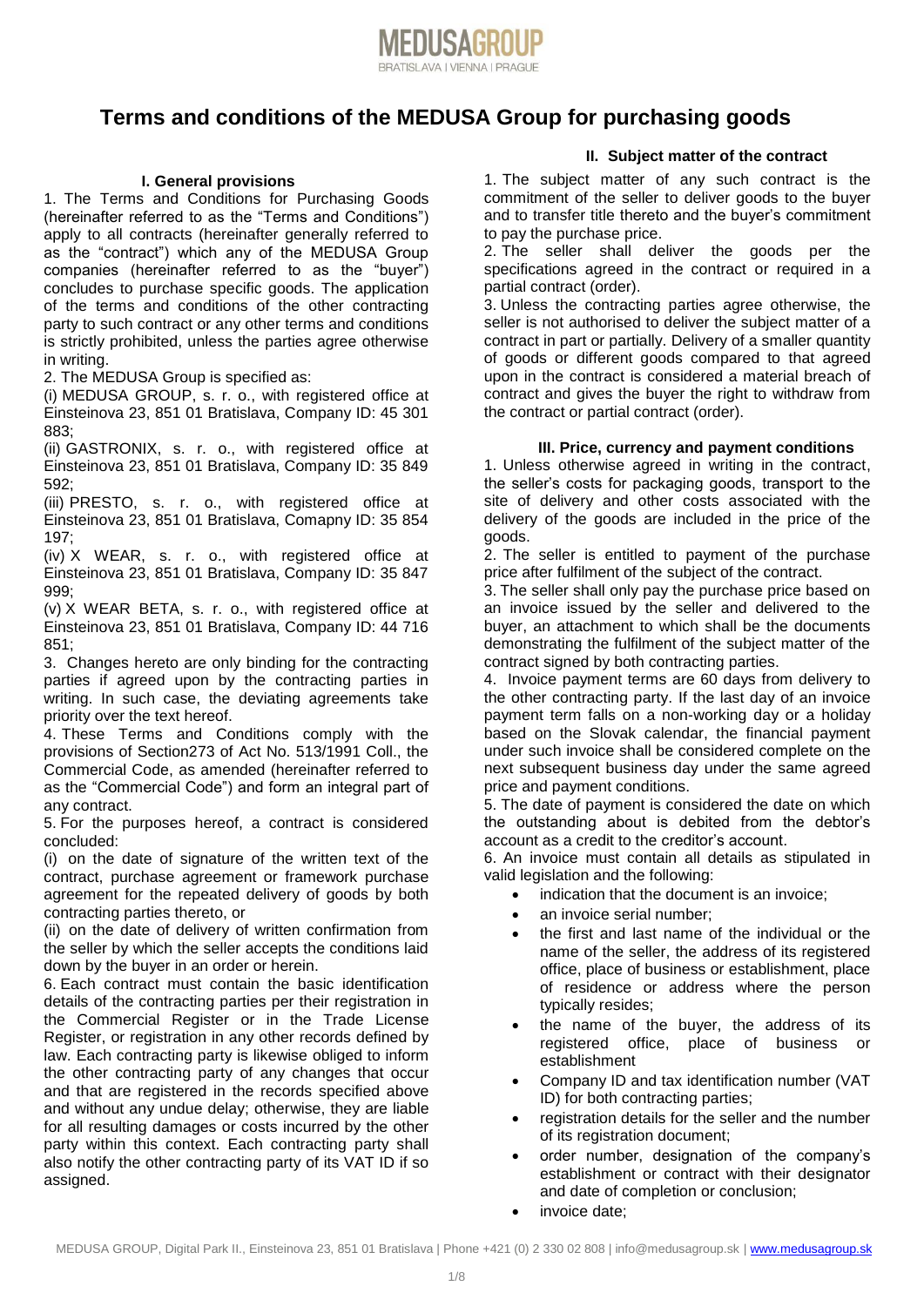# Terms and conditions of the MEDUSA Group for purchasing goods

## I. General provisions

1. The Terms and Conditions for Purchasing Goods (hereinafter referred to as the "Terms and Conditions") apply to all contracts (hereinafter generally referred to as the "contract") which any of the MEDUSA Group companies (hereinafter referred to as the "buyer") concludes to purchase specific goods. The application of the terms and conditions of the other contracting party to such contract or any other terms and conditions is strictly prohibited, unless the parties agree otherwise in writing.

2. The MEDUSA Group is specified as:

(i) MEDUSA GROUP, s. r. o., with registered office at Einsteinova 23, 851 01 Bratislava, Company ID: 45 301 883;

(ii) GASTRONIX, s. r. o., with registered office at Einsteinova 23, 851 01 Bratislava, Company ID: 35 849 592;

(iii) PRESTO, s. r. o., with registered office at Einsteinova 23, 851 01 Bratislava, Comapny ID: 35 854 197;

(iv) X WEAR, s. r. o., with registered office at Einsteinova 23, 851 01 Bratislava, Company ID: 35 847 999;

(v) X WEAR BETA, s. r. o., with registered office at Einsteinova 23, 851 01 Bratislava, Company ID: 44 716 851;

3. Changes hereto are only binding for the contracting parties if agreed upon by the contracting parties in writing. In such case, the deviating agreements take priority over the text hereof.

4. These Terms and Conditions comply with the provisions of Section273 of Act No. 513/1991 Coll., the Commercial Code, as amended (hereinafter referred to as the "Commercial Code") and form an integral part of any contract.

5. For the purposes hereof, a contract is considered concluded:

(i) on the date of signature of the written text of the contract, purchase agreement or framework purchase agreement for the repeated delivery of goods by both contracting parties thereto, or

(ii) on the date of delivery of written confirmation from the seller by which the seller accepts the conditions laid down by the buyer in an order or herein.

6. Each contract must contain the basic identification details of the contracting parties per their registration in the Commercial Register or in the Trade License Register, or registration in any other records defined by law. Each contracting party is likewise obliged to inform the other contracting party of any changes that occur and that are registered in the records specified above and without any undue delay; otherwise, they are liable for all resulting damages or costs incurred by the other party within this context. Each contracting party shall also notify the other contracting party of its VAT ID if so assigned.

## II. Subject matter of the contract

1. The subject matter of any such contract is the commitment of the seller to deliver goods to the buyer and to transfer title thereto and the buyer's commitment to pay the purchase price.

2. The seller shall deliver the goods per the specifications agreed in the contract or required in a partial contract (order).

3. Unless the contracting parties agree otherwise, the seller is not authorised to deliver the subject matter of a contract in part or partially. Delivery of a smaller quantity of goods or different goods compared to that agreed upon in the contract is considered a material breach of contract and gives the buyer the right to withdraw from the contract or partial contract (order).

## III. Price, currency and payment conditions

1. Unless otherwise agreed in writing in the contract, the seller's costs for packaging goods, transport to the site of delivery and other costs associated with the delivery of the goods are included in the price of the goods.

2. The seller is entitled to payment of the purchase price after fulfilment of the subject of the contract.

3. The seller shall only pay the purchase price based on an invoice issued by the seller and delivered to the buyer, an attachment to which shall be the documents demonstrating the fulfilment of the subject matter of the contract signed by both contracting parties.

4. Invoice payment terms are 60 days from delivery to the other contracting party. If the last day of an invoice payment term falls on a non-working day or a holiday based on the Slovak calendar, the financial payment under such invoice shall be considered complete on the next subsequent business day under the same agreed price and payment conditions.

5. The date of payment is considered the date on which the outstanding about is debited from the debtor's account as a credit to the creditor's account.

6. An invoice must contain all details as stipulated in valid legislation and the following:

- indication that the document is an invoice;
- an invoice serial number;
- the first and last name of the individual or the name of the seller, the address of its registered office, place of business or establishment, place of residence or address where the person typically resides;
- the name of the buyer, the address of its registered office, place of business or establishment
- Company ID and tax identification number (VAT ID) for both contracting parties;
- registration details for the seller and the number of its registration document;
- order number, designation of the company's establishment or contract with their designator and date of completion or conclusion;
- invoice date;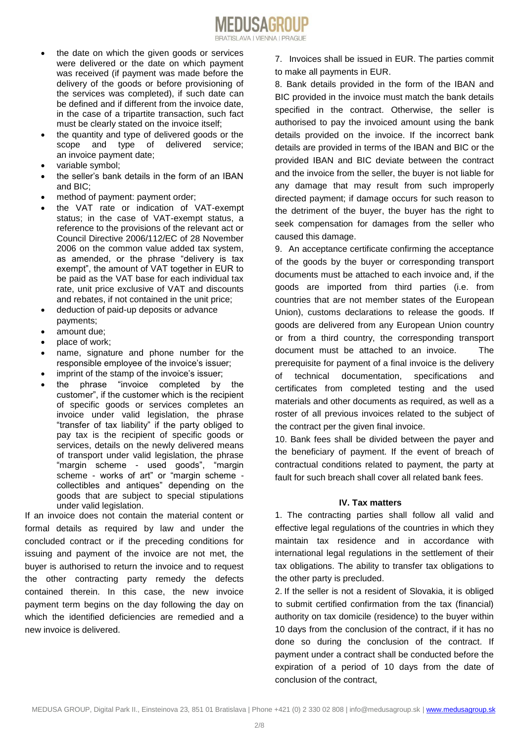- the date on which the given goods or services were delivered or the date on which payment was received (if payment was made before the delivery of the goods or before provisioning of the services was completed), if such date can be defined and if different from the invoice date, in the case of a tripartite transaction, such fact must be clearly stated on the invoice itself;
- the quantity and type of delivered goods or the scope and type of delivered service; an invoice payment date;
- variable symbol;
- the seller's bank details in the form of an IBAN and BIC;
- method of payment: payment order;
- the VAT rate or indication of VAT-exempt status; in the case of VAT-exempt status, a reference to the provisions of the relevant act or Council Directive 2006/112/EC of 28 November 2006 on the common value added tax system, as amended, or the phrase "delivery is tax exempt", the amount of VAT together in EUR to be paid as the VAT base for each individual tax rate, unit price exclusive of VAT and discounts and rebates, if not contained in the unit price;
- deduction of paid-up deposits or advance payments;
- amount due;
- place of work;
- name, signature and phone number for the responsible employee of the invoice's issuer;
- imprint of the stamp of the invoice's issuer;
- the phrase "invoice completed by the customer", if the customer which is the recipient of specific goods or services completes an invoice under valid legislation, the phrase "transfer of tax liability" if the party obliged to pay tax is the recipient of specific goods or services, details on the newly delivered means of transport under valid legislation, the phrase "margin scheme - used goods", "margin scheme - works of art" or "margin scheme - collectibles and antiques" depending on the goods that are subject to special stipulations under valid legislation.

If an invoice does not contain the material content or formal details as required by law and under the concluded contract or if the preceding conditions for issuing and payment of the invoice are not met, the buyer is authorised to return the invoice and to request the other contracting party remedy the defects contained therein. In this case, the new invoice payment term begins on the day following the day on which the identified deficiencies are remedied and a new invoice is delivered.

7. Invoices shall be issued in EUR. The parties commit to make all payments in EUR.

8. Bank details provided in the form of the IBAN and BIC provided in the invoice must match the bank details specified in the contract. Otherwise, the seller is authorised to pay the invoiced amount using the bank details provided on the invoice. If the incorrect bank details are provided in terms of the IBAN and BIC or the provided IBAN and BIC deviate between the contract and the invoice from the seller, the buyer is not liable for any damage that may result from such improperly directed payment; if damage occurs for such reason to the detriment of the buyer, the buyer has the right to seek compensation for damages from the seller who caused this damage.

9. An acceptance certificate confirming the acceptance of the goods by the buyer or corresponding transport documents must be attached to each invoice and, if the goods are imported from third parties (i.e. from countries that are not member states of the European Union), customs declarations to release the goods. If goods are delivered from any European Union country or from a third country, the corresponding transport document must be attached to an invoice. The prerequisite for payment of a final invoice is the delivery of technical documentation, specifications and certificates from completed testing and the used materials and other documents as required, as well as a roster of all previous invoices related to the subject of the contract per the given final invoice.

10. Bank fees shall be divided between the payer and the beneficiary of payment. If the event of breach of contractual conditions related to payment, the party at fault for such breach shall cover all related bank fees.

### IV. Tax matters

1. The contracting parties shall follow all valid and effective legal regulations of the countries in which they maintain tax residence and in accordance with international legal regulations in the settlement of their tax obligations. The ability to transfer tax obligations to the other party is precluded.

2. If the seller is not a resident of Slovakia, it is obliged to submit certified confirmation from the tax (financial) authority on tax domicile (residence) to the buyer within 10 days from the conclusion of the contract, if it has no done so during the conclusion of the contract. If payment under a contract shall be conducted before the expiration of a period of 10 days from the date of conclusion of the contract,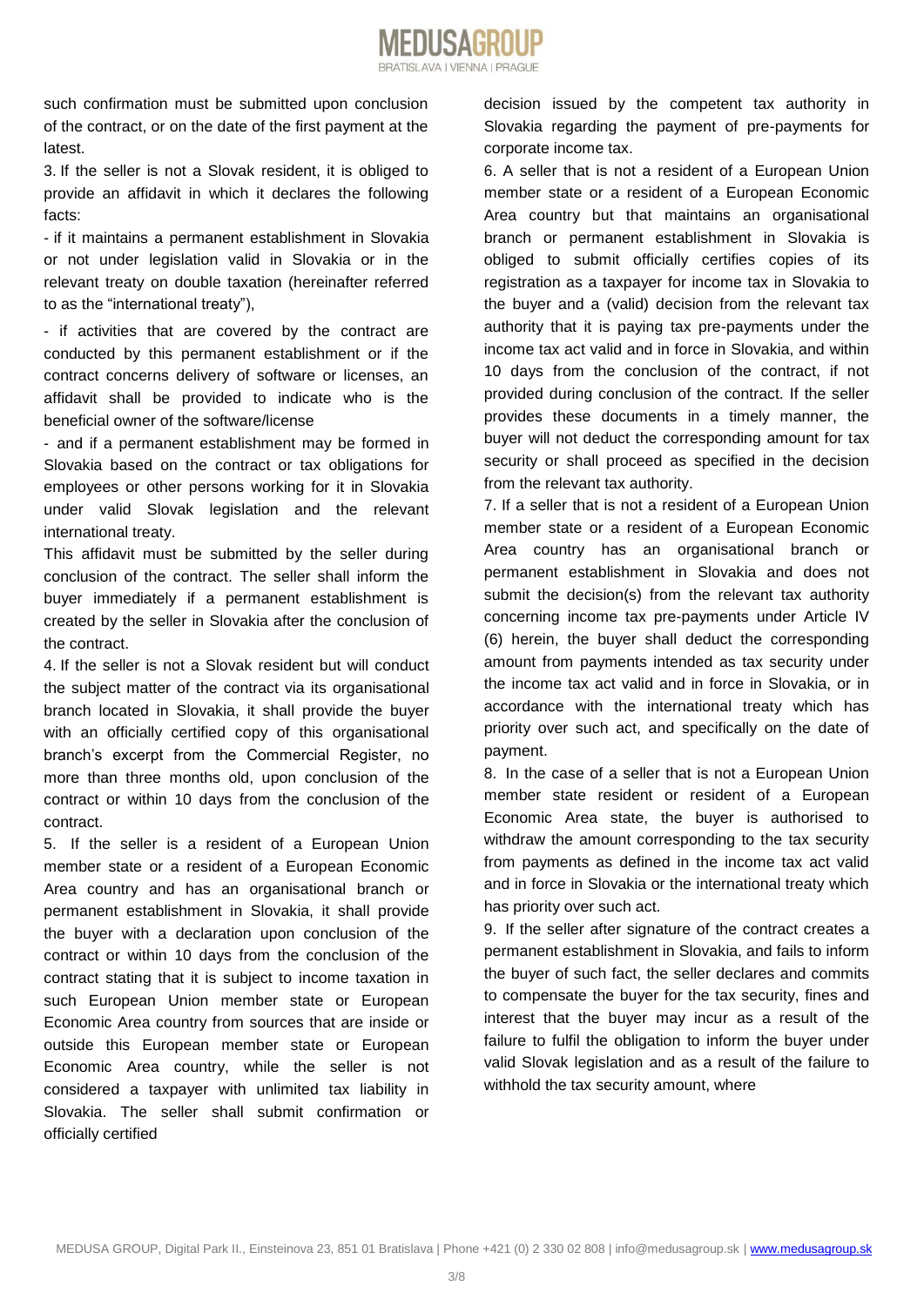such confirmation must be submitted upon conclusion of the contract, or on the date of the first payment at the latest.

3. If the seller is not a Slovak resident, it is obliged to provide an affidavit in which it declares the following facts:

- if it maintains a permanent establishment in Slovakia or not under legislation valid in Slovakia or in the relevant treaty on double taxation (hereinafter referred to as the "international treaty"),

- if activities that are covered by the contract are conducted by this permanent establishment or if the contract concerns delivery of software or licenses, an affidavit shall be provided to indicate who is the beneficial owner of the software/license

- and if a permanent establishment may be formed in Slovakia based on the contract or tax obligations for employees or other persons working for it in Slovakia under valid Slovak legislation and the relevant international treaty.

This affidavit must be submitted by the seller during conclusion of the contract. The seller shall inform the buyer immediately if a permanent establishment is created by the seller in Slovakia after the conclusion of the contract.

4. If the seller is not a Slovak resident but will conduct the subject matter of the contract via its organisational branch located in Slovakia, it shall provide the buyer with an officially certified copy of this organisational branch's excerpt from the Commercial Register, no more than three months old, upon conclusion of the contract or within 10 days from the conclusion of the contract.

5. If the seller is a resident of a European Union member state or a resident of a European Economic Area country and has an organisational branch or permanent establishment in Slovakia, it shall provide the buyer with a declaration upon conclusion of the contract or within 10 days from the conclusion of the contract stating that it is subject to income taxation in such European Union member state or European Economic Area country from sources that are inside or outside this European member state or European Economic Area country, while the seller is not considered a taxpayer with unlimited tax liability in Slovakia. The seller shall submit confirmation or officially certified decision issued by the competent tax authority in Slovakia regarding the payment of pre-payments for corporate income tax.

6. A seller that is not a resident of a European Union member state or a resident of a European Economic Area country but that maintains an organisational branch or permanent establishment in Slovakia is obliged to submit officially certifies copies of its registration as a taxpayer for income tax in Slovakia to the buyer and a (valid) decision from the relevant tax authority that it is paying tax pre-payments under the income tax act valid and in force in Slovakia, and within 10 days from the conclusion of the contract, if not provided during conclusion of the contract. If the seller provides these documents in a timely manner, the buyer will not deduct the corresponding amount for tax security or shall proceed as specified in the decision from the relevant tax authority.

7. If a seller that is not a resident of a European Union member state or a resident of a European Economic Area country has an organisational branch or permanent establishment in Slovakia and does not submit the decision(s) from the relevant tax authority concerning income tax pre-payments under Article IV (6) herein, the buyer shall deduct the corresponding amount from payments intended as tax security under the income tax act valid and in force in Slovakia, or in accordance with the international treaty which has priority over such act, and specifically on the date of payment.

8. In the case of a seller that is not a European Union member state resident or resident of a European Economic Area state, the buyer is authorised to withdraw the amount corresponding to the tax security from payments as defined in the income tax act valid and in force in Slovakia or the international treaty which has priority over such act.

9. If the seller after signature of the contract creates a permanent establishment in Slovakia, and fails to inform the buyer of such fact, the seller declares and commits to compensate the buyer for the tax security, fines and interest that the buyer may incur as a result of the failure to fulfil the obligation to inform the buyer under valid Slovak legislation and as a result of the failure to withhold the tax security amount, where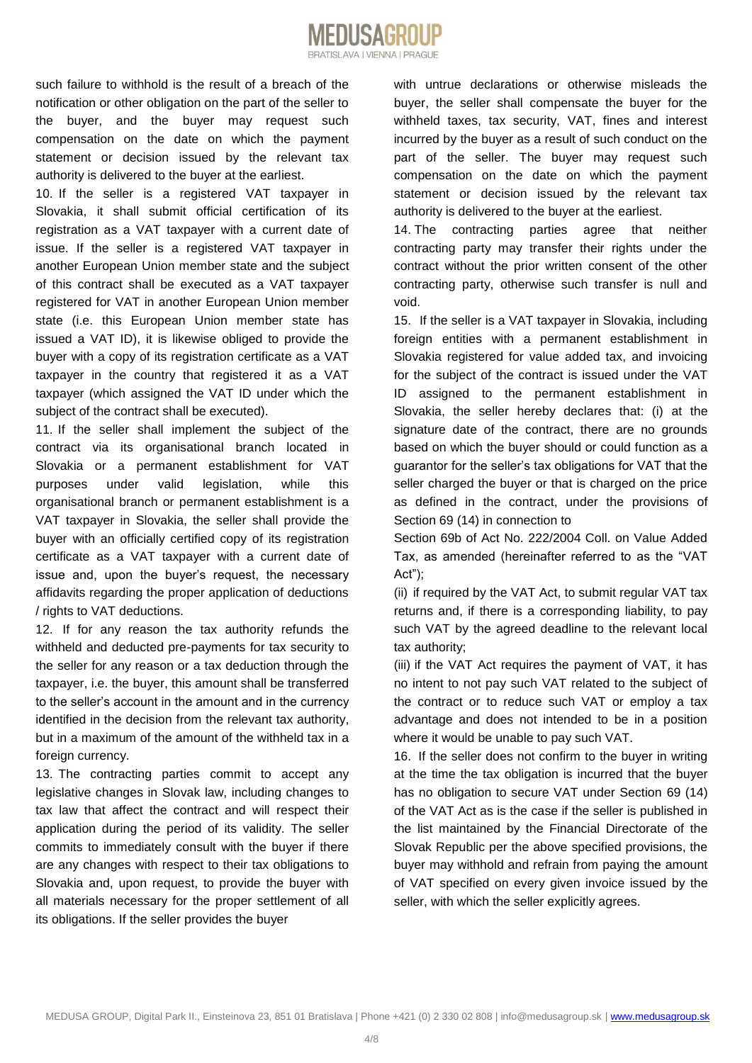such failure to withhold is the result of a breach of the notification or other obligation on the part of the seller to the buyer, and the buyer may request such compensation on the date on which the payment statement or decision issued by the relevant tax authority is delivered to the buyer at the earliest.

10. If the seller is a registered VAT taxpayer in Slovakia, it shall submit official certification of its registration as a VAT taxpayer with a current date of issue. If the seller is a registered VAT taxpayer in another European Union member state and the subject of this contract shall be executed as a VAT taxpayer registered for VAT in another European Union member state (i.e. this European Union member state has issued a VAT ID), it is likewise obliged to provide the buyer with a copy of its registration certificate as a VAT taxpayer in the country that registered it as a VAT taxpayer (which assigned the VAT ID under which the subject of the contract shall be executed).

11. If the seller shall implement the subject of the contract via its organisational branch located in Slovakia or a permanent establishment for VAT purposes under valid legislation, while this organisational branch or permanent establishment is a VAT taxpayer in Slovakia, the seller shall provide the buyer with an officially certified copy of its registration certificate as a VAT taxpayer with a current date of issue and, upon the buyer's request, the necessary affidavits regarding the proper application of deductions / rights to VAT deductions.

12. If for any reason the tax authority refunds the withheld and deducted pre-payments for tax security to the seller for any reason or a tax deduction through the taxpayer, i.e. the buyer, this amount shall be transferred to the seller's account in the amount and in the currency identified in the decision from the relevant tax authority, but in a maximum of the amount of the withheld tax in a foreign currency.

13. The contracting parties commit to accept any legislative changes in Slovak law, including changes to tax law that affect the contract and will respect their application during the period of its validity. The seller commits to immediately consult with the buyer if there are any changes with respect to their tax obligations to Slovakia and, upon request, to provide the buyer with all materials necessary for the proper settlement of all its obligations. If the seller provides the buyer with untrue declarations or otherwise misleads the buyer, the seller shall compensate the buyer for the withheld taxes, tax security, VAT, fines and interest incurred by the buyer as a result of such conduct on the part of the seller. The buyer may request such compensation on the date on which the payment statement or decision issued by the relevant tax authority is delivered to the buyer at the earliest.

14. The contracting parties agree that neither contracting party may transfer their rights under the contract without the prior written consent of the other contracting party, otherwise such transfer is null and void.

15. If the seller is a VAT taxpayer in Slovakia, including foreign entities with a permanent establishment in Slovakia registered for value added tax, and invoicing for the subject of the contract is issued under the VAT ID assigned to the permanent establishment in Slovakia, the seller hereby declares that: (i) at the signature date of the contract, there are no grounds based on which the buyer should or could function as a guarantor for the seller's tax obligations for VAT that the seller charged the buyer or that is charged on the price as defined in the contract, under the provisions of Section 69 (14) in connection to Section 69b of Act No. 222/2004 Coll. on Value Added Tax, as amended (hereinafter referred to as the "VAT Act");

(ii) if required by the VAT Act, to submit regular VAT tax returns and, if there is a corresponding liability, to pay such VAT by the agreed deadline to the relevant local tax authority;

(iii) if the VAT Act requires the payment of VAT, it has no intent to not pay such VAT related to the subject of the contract or to reduce such VAT or employ a tax advantage and does not intended to be in a position where it would be unable to pay such VAT.

16. If the seller does not confirm to the buyer in writing at the time the tax obligation is incurred that the buyer has no obligation to secure VAT under Section 69 (14) of the VAT Act as is the case if the seller is published in the list maintained by the Financial Directorate of the Slovak Republic per the above specified provisions, the buyer may withhold and refrain from paying the amount of VAT specified on every given invoice issued by the seller, with which the seller explicitly agrees.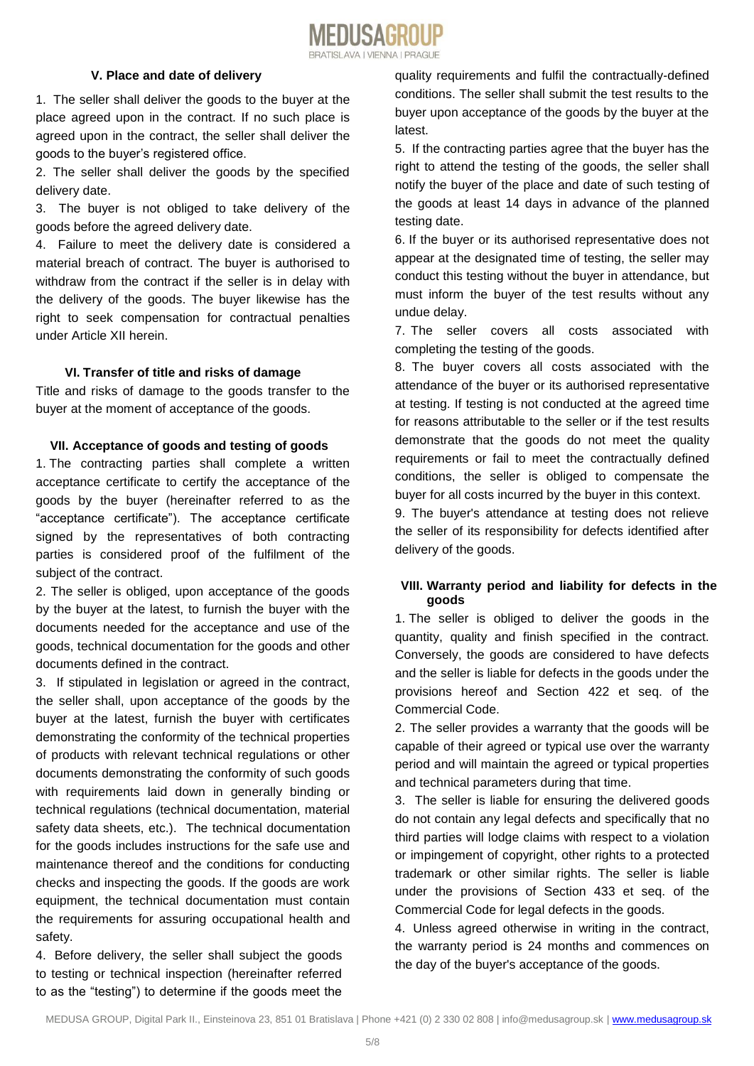## V. Place and date of delivery

1. The seller shall deliver the goods to the buyer at the place agreed upon in the contract. If no such place is agreed upon in the contract, the seller shall deliver the goods to the buyer's registered office.
2. The seller shall deliver the goods by the specified delivery date.
3. The buyer is not obliged to take delivery of the goods before the agreed delivery date.
4. Failure to meet the delivery date is considered a material breach of contract. The buyer is authorised to withdraw from the contract if the seller is in delay with the delivery of the goods. The buyer likewise has the right to seek compensation for contractual penalties under Article XII herein.

## VI. Transfer of title and risks of damage

Title and risks of damage to the goods transfer to the buyer at the moment of acceptance of the goods.

## VII. Acceptance of goods and testing of goods

1. The contracting parties shall complete a written acceptance certificate to certify the acceptance of the goods by the buyer (hereinafter referred to as the "acceptance certificate"). The acceptance certificate signed by the representatives of both contracting parties is considered proof of the fulfilment of the subject of the contract.
2. The seller is obliged, upon acceptance of the goods by the buyer at the latest, to furnish the buyer with the documents needed for the acceptance and use of the goods, technical documentation for the goods and other documents defined in the contract.
3. If stipulated in legislation or agreed in the contract, the seller shall, upon acceptance of the goods by the buyer at the latest, furnish the buyer with certificates demonstrating the conformity of the technical properties of products with relevant technical regulations or other documents demonstrating the conformity of such goods with requirements laid down in generally binding or technical regulations (technical documentation, material safety data sheets, etc.). The technical documentation for the goods includes instructions for the safe use and maintenance thereof and the conditions for conducting checks and inspecting the goods. If the goods are work equipment, the technical documentation must contain the requirements for assuring occupational health and safety.
4. Before delivery, the seller shall subject the goods to testing or technical inspection (hereinafter referred to as the "testing") to determine if the goods meet the quality requirements and fulfil the contractually-defined conditions. The seller shall submit the test results to the buyer upon acceptance of the goods by the buyer at the latest.
5. If the contracting parties agree that the buyer has the right to attend the testing of the goods, the seller shall notify the buyer of the place and date of such testing of the goods at least 14 days in advance of the planned testing date.
6. If the buyer or its authorised representative does not appear at the designated time of testing, the seller may conduct this testing without the buyer in attendance, but must inform the buyer of the test results without any undue delay.
7. The seller covers all costs associated with completing the testing of the goods.
8. The buyer covers all costs associated with the attendance of the buyer or its authorised representative at testing. If testing is not conducted at the agreed time for reasons attributable to the seller or if the test results demonstrate that the goods do not meet the quality requirements or fail to meet the contractually defined conditions, the seller is obliged to compensate the buyer for all costs incurred by the buyer in this context.
9. The buyer's attendance at testing does not relieve the seller of its responsibility for defects identified after delivery of the goods.

## VIII. Warranty period and liability for defects in the goods

1. The seller is obliged to deliver the goods in the quantity, quality and finish specified in the contract. Conversely, the goods are considered to have defects and the seller is liable for defects in the goods under the provisions hereof and Section 422 et seq. of the Commercial Code.
2. The seller provides a warranty that the goods will be capable of their agreed or typical use over the warranty period and will maintain the agreed or typical properties and technical parameters during that time.
3. The seller is liable for ensuring the delivered goods do not contain any legal defects and specifically that no third parties will lodge claims with respect to a violation or impingement of copyright, other rights to a protected trademark or other similar rights. The seller is liable under the provisions of Section 433 et seq. of the Commercial Code for legal defects in the goods.
4. Unless agreed otherwise in writing in the contract, the warranty period is 24 months and commences on the day of the buyer's acceptance of the goods.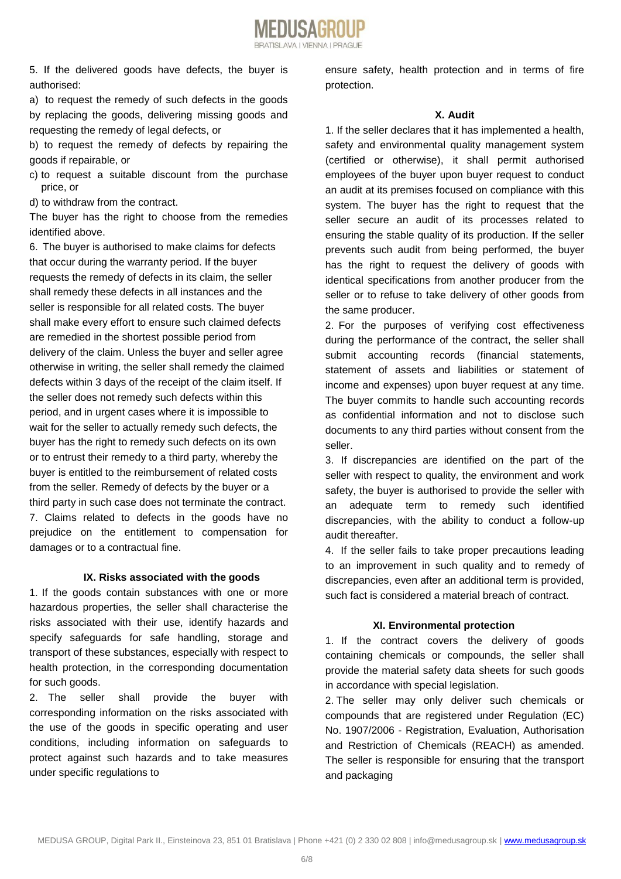5. If the delivered goods have defects, the buyer is authorised:

a) to request the remedy of such defects in the goods by replacing the goods, delivering missing goods and requesting the remedy of legal defects, or

b) to request the remedy of defects by repairing the goods if repairable, or

c) to request a suitable discount from the purchase price, or

d) to withdraw from the contract.

The buyer has the right to choose from the remedies identified above.

6. The buyer is authorised to make claims for defects that occur during the warranty period. If the buyer requests the remedy of defects in its claim, the seller shall remedy these defects in all instances and the seller is responsible for all related costs. The buyer shall make every effort to ensure such claimed defects are remedied in the shortest possible period from delivery of the claim. Unless the buyer and seller agree otherwise in writing, the seller shall remedy the claimed defects within 3 days of the receipt of the claim itself. If the seller does not remedy such defects within this period, and in urgent cases where it is impossible to wait for the seller to actually remedy such defects, the buyer has the right to remedy such defects on its own or to entrust their remedy to a third party, whereby the buyer is entitled to the reimbursement of related costs from the seller. Remedy of defects by the buyer or a third party in such case does not terminate the contract.

7. Claims related to defects in the goods have no prejudice on the entitlement to compensation for damages or to a contractual fine.

### IX. Risks associated with the goods

1. If the goods contain substances with one or more hazardous properties, the seller shall characterise the risks associated with their use, identify hazards and specify safeguards for safe handling, storage and transport of these substances, especially with respect to health protection, in the corresponding documentation for such goods.

2. The seller shall provide the buyer with corresponding information on the risks associated with the use of the goods in specific operating and user conditions, including information on safeguards to protect against such hazards and to take measures under specific regulations to ensure safety, health protection and in terms of fire protection.

### X. Audit

1. If the seller declares that it has implemented a health, safety and environmental quality management system (certified or otherwise), it shall permit authorised employees of the buyer upon buyer request to conduct an audit at its premises focused on compliance with this system. The buyer has the right to request that the seller secure an audit of its processes related to ensuring the stable quality of its production. If the seller prevents such audit from being performed, the buyer has the right to request the delivery of goods with identical specifications from another producer from the seller or to refuse to take delivery of other goods from the same producer.

2. For the purposes of verifying cost effectiveness during the performance of the contract, the seller shall submit accounting records (financial statements, statement of assets and liabilities or statement of income and expenses) upon buyer request at any time. The buyer commits to handle such accounting records as confidential information and not to disclose such documents to any third parties without consent from the seller.

3. If discrepancies are identified on the part of the seller with respect to quality, the environment and work safety, the buyer is authorised to provide the seller with an adequate term to remedy such identified discrepancies, with the ability to conduct a follow-up audit thereafter.

4. If the seller fails to take proper precautions leading to an improvement in such quality and to remedy of discrepancies, even after an additional term is provided, such fact is considered a material breach of contract.

### XI. Environmental protection

1. If the contract covers the delivery of goods containing chemicals or compounds, the seller shall provide the material safety data sheets for such goods in accordance with special legislation.

2. The seller may only deliver such chemicals or compounds that are registered under Regulation (EC) No. 1907/2006 - Registration, Evaluation, Authorisation and Restriction of Chemicals (REACH) as amended. The seller is responsible for ensuring that the transport and packaging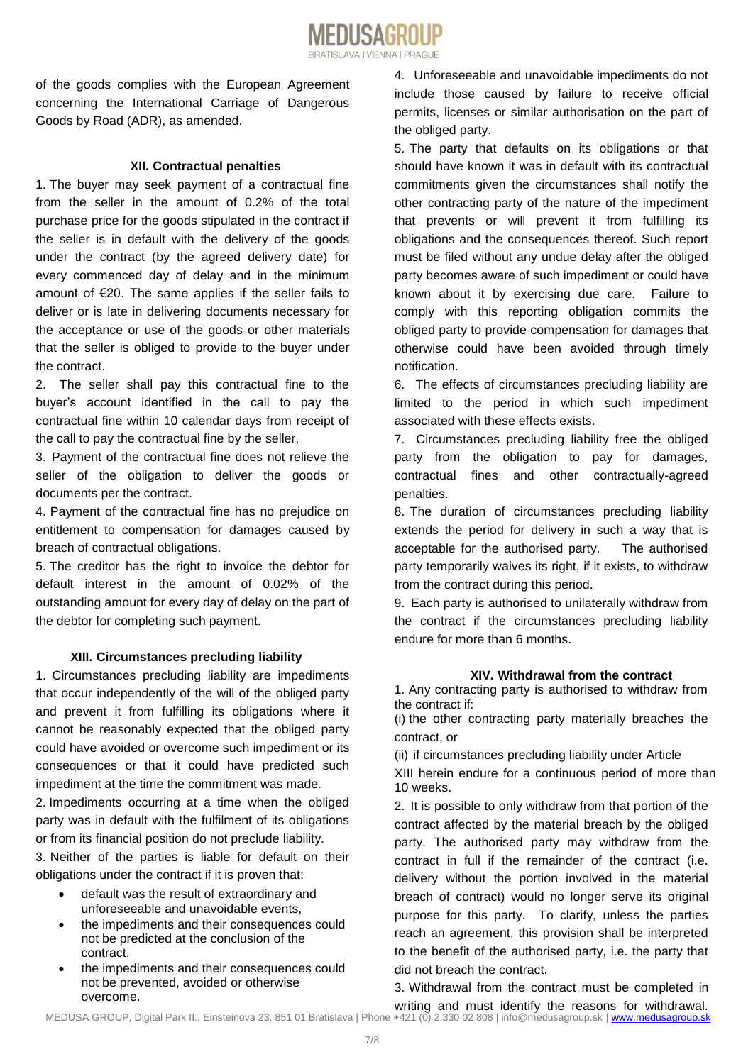of the goods complies with the European Agreement concerning the International Carriage of Dangerous Goods by Road (ADR), as amended.

### XII. Contractual penalties

1. The buyer may seek payment of a contractual fine from the seller in the amount of 0.2% of the total purchase price for the goods stipulated in the contract if the seller is in default with the delivery of the goods under the contract (by the agreed delivery date) for every commenced day of delay and in the minimum amount of €20. The same applies if the seller fails to deliver or is late in delivering documents necessary for the acceptance or use of the goods or other materials that the seller is obliged to provide to the buyer under the contract.

2. The seller shall pay this contractual fine to the buyer's account identified in the call to pay the contractual fine within 10 calendar days from receipt of the call to pay the contractual fine by the seller,

3. Payment of the contractual fine does not relieve the seller of the obligation to deliver the goods or documents per the contract.

4. Payment of the contractual fine has no prejudice on entitlement to compensation for damages caused by breach of contractual obligations.

5. The creditor has the right to invoice the debtor for default interest in the amount of 0.02% of the outstanding amount for every day of delay on the part of the debtor for completing such payment.

### XIII. Circumstances precluding liability

1. Circumstances precluding liability are impediments that occur independently of the will of the obliged party and prevent it from fulfilling its obligations where it cannot be reasonably expected that the obliged party could have avoided or overcome such impediment or its consequences or that it could have predicted such impediment at the time the commitment was made.

2. Impediments occurring at a time when the obliged party was in default with the fulfilment of its obligations or from its financial position do not preclude liability.

3. Neither of the parties is liable for default on their obligations under the contract if it is proven that:

- default was the result of extraordinary and unforeseeable and unavoidable events,
- the impediments and their consequences could not be predicted at the conclusion of the contract,
- the impediments and their consequences could not be prevented, avoided or otherwise overcome.

4. Unforeseeable and unavoidable impediments do not include those caused by failure to receive official permits, licenses or similar authorisation on the part of the obliged party.

5. The party that defaults on its obligations or that should have known it was in default with its contractual commitments given the circumstances shall notify the other contracting party of the nature of the impediment that prevents or will prevent it from fulfilling its obligations and the consequences thereof. Such report must be filed without any undue delay after the obliged party becomes aware of such impediment or could have known about it by exercising due care. Failure to comply with this reporting obligation commits the obliged party to provide compensation for damages that otherwise could have been avoided through timely notification.

6. The effects of circumstances precluding liability are limited to the period in which such impediment associated with these effects exists.

7. Circumstances precluding liability free the obliged party from the obligation to pay for damages, contractual fines and other contractually-agreed penalties.

8. The duration of circumstances precluding liability extends the period for delivery in such a way that is acceptable for the authorised party. The authorised party temporarily waives its right, if it exists, to withdraw from the contract during this period.

9. Each party is authorised to unilaterally withdraw from the contract if the circumstances precluding liability endure for more than 6 months.

### XIV. Withdrawal from the contract

1. Any contracting party is authorised to withdraw from the contract if:

(i) the other contracting party materially breaches the contract, or

(ii) if circumstances precluding liability under Article XIII herein endure for a continuous period of more than 10 weeks.

2. It is possible to only withdraw from that portion of the contract affected by the material breach by the obliged party. The authorised party may withdraw from the contract in full if the remainder of the contract (i.e. delivery without the portion involved in the material breach of contract) would no longer serve its original purpose for this party. To clarify, unless the parties reach an agreement, this provision shall be interpreted to the benefit of the authorised party, i.e. the party that did not breach the contract.

3. Withdrawal from the contract must be completed in writing and must identify the reasons for withdrawal.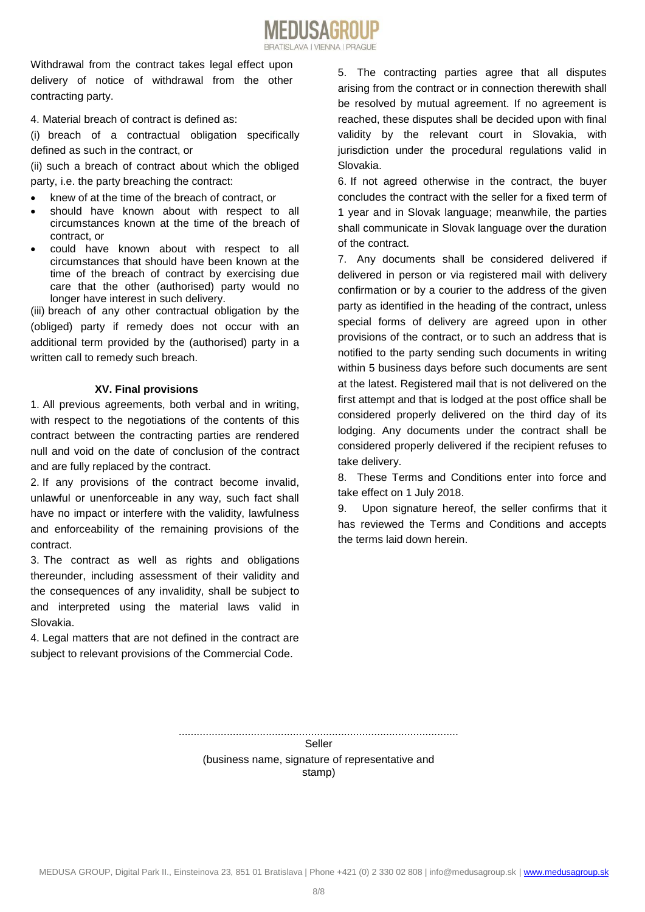Withdrawal from the contract takes legal effect upon delivery of notice of withdrawal from the other contracting party.

4. Material breach of contract is defined as:

(i) breach of a contractual obligation specifically defined as such in the contract, or

(ii) such a breach of contract about which the obliged party, i.e. the party breaching the contract:

- knew of at the time of the breach of contract, or
- should have known about with respect to all circumstances known at the time of the breach of contract, or
- could have known about with respect to all circumstances that should have been known at the time of the breach of contract by exercising due care that the other (authorised) party would no longer have interest in such delivery.

(iii) breach of any other contractual obligation by the (obliged) party if remedy does not occur with an additional term provided by the (authorised) party in a written call to remedy such breach.

### XV. Final provisions

1. All previous agreements, both verbal and in writing, with respect to the negotiations of the contents of this contract between the contracting parties are rendered null and void on the date of conclusion of the contract and are fully replaced by the contract.

2. If any provisions of the contract become invalid, unlawful or unenforceable in any way, such fact shall have no impact or interfere with the validity, lawfulness and enforceability of the remaining provisions of the contract.

3. The contract as well as rights and obligations thereunder, including assessment of their validity and the consequences of any invalidity, shall be subject to and interpreted using the material laws valid in Slovakia.

4. Legal matters that are not defined in the contract are subject to relevant provisions of the Commercial Code.

5. The contracting parties agree that all disputes arising from the contract or in connection therewith shall be resolved by mutual agreement. If no agreement is reached, these disputes shall be decided upon with final validity by the relevant court in Slovakia, with jurisdiction under the procedural regulations valid in Slovakia.

6. If not agreed otherwise in the contract, the buyer concludes the contract with the seller for a fixed term of 1 year and in Slovak language; meanwhile, the parties shall communicate in Slovak language over the duration of the contract.

7. Any documents shall be considered delivered if delivered in person or via registered mail with delivery confirmation or by a courier to the address of the given party as identified in the heading of the contract, unless special forms of delivery are agreed upon in other provisions of the contract, or to such an address that is notified to the party sending such documents in writing within 5 business days before such documents are sent at the latest. Registered mail that is not delivered on the first attempt and that is lodged at the post office shall be considered properly delivered on the third day of its lodging. Any documents under the contract shall be considered properly delivered if the recipient refuses to take delivery.

8. These Terms and Conditions enter into force and take effect on 1 July 2018.

9. Upon signature hereof, the seller confirms that it has reviewed the Terms and Conditions and accepts the terms laid down herein.

............................................................................................

Seller

(business name, signature of representative and stamp)